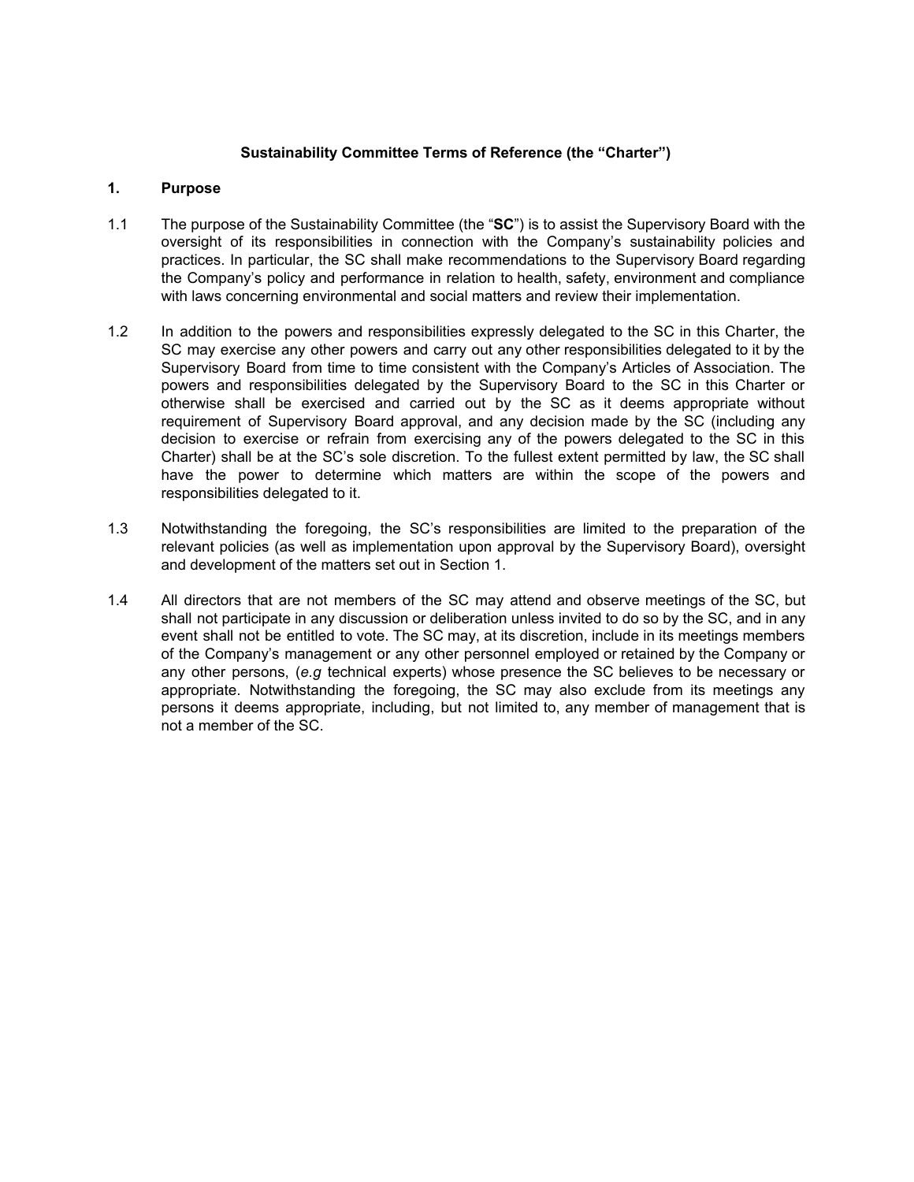**Sustainability Committee Terms of Reference (the "Charter")**

## 1. Purpose

1.1 The purpose of the Sustainability Committee (the "**SC**") is to assist the Supervisory Board with the oversight of its responsibilities in connection with the Company's sustainability policies and practices. In particular, the SC shall make recommendations to the Supervisory Board regarding the Company's policy and performance in relation to health, safety, environment and compliance with laws concerning environmental and social matters and review their implementation.

1.2 In addition to the powers and responsibilities expressly delegated to the SC in this Charter, the SC may exercise any other powers and carry out any other responsibilities delegated to it by the Supervisory Board from time to time consistent with the Company's Articles of Association. The powers and responsibilities delegated by the Supervisory Board to the SC in this Charter or otherwise shall be exercised and carried out by the SC as it deems appropriate without requirement of Supervisory Board approval, and any decision made by the SC (including any decision to exercise or refrain from exercising any of the powers delegated to the SC in this Charter) shall be at the SC's sole discretion. To the fullest extent permitted by law, the SC shall have the power to determine which matters are within the scope of the powers and responsibilities delegated to it.

1.3 Notwithstanding the foregoing, the SC's responsibilities are limited to the preparation of the relevant policies (as well as implementation upon approval by the Supervisory Board), oversight and development of the matters set out in Section 1.

1.4 All directors that are not members of the SC may attend and observe meetings of the SC, but shall not participate in any discussion or deliberation unless invited to do so by the SC, and in any event shall not be entitled to vote. The SC may, at its discretion, include in its meetings members of the Company's management or any other personnel employed or retained by the Company or any other persons, (*e.g* technical experts) whose presence the SC believes to be necessary or appropriate. Notwithstanding the foregoing, the SC may also exclude from its meetings any persons it deems appropriate, including, but not limited to, any member of management that is not a member of the SC.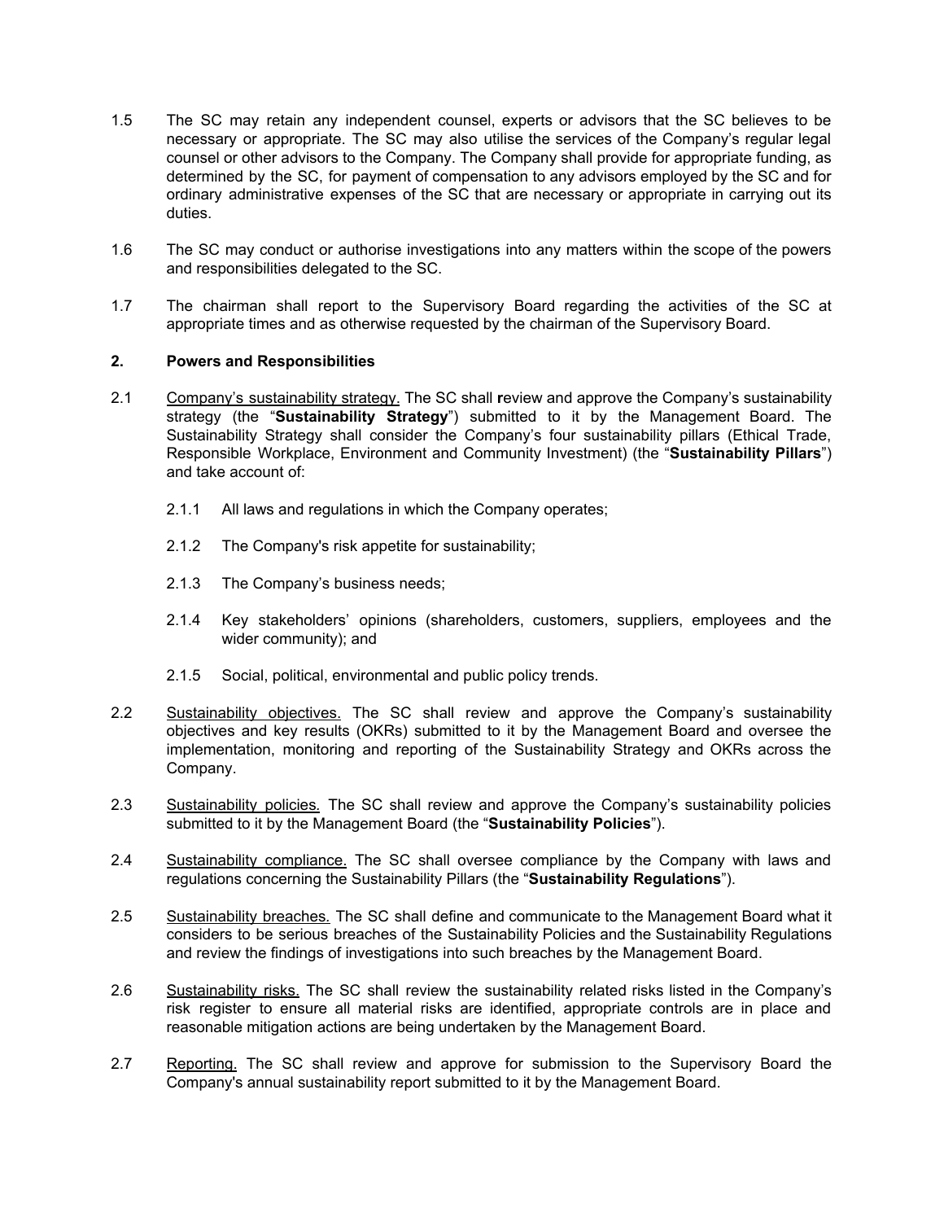1.5 The SC may retain any independent counsel, experts or advisors that the SC believes to be necessary or appropriate. The SC may also utilise the services of the Company's regular legal counsel or other advisors to the Company. The Company shall provide for appropriate funding, as determined by the SC, for payment of compensation to any advisors employed by the SC and for ordinary administrative expenses of the SC that are necessary or appropriate in carrying out its duties.

1.6 The SC may conduct or authorise investigations into any matters within the scope of the powers and responsibilities delegated to the SC.

1.7 The chairman shall report to the Supervisory Board regarding the activities of the SC at appropriate times and as otherwise requested by the chairman of the Supervisory Board.

**2. Powers and Responsibilities**

2.1 <u>Company's sustainability strategy.</u> The SC shall **r**eview and approve the Company's sustainability strategy (the "**Sustainability Strategy**") submitted to it by the Management Board. The Sustainability Strategy shall consider the Company's four sustainability pillars (Ethical Trade, Responsible Workplace, Environment and Community Investment) (the "**Sustainability Pillars**") and take account of:

2.1.1 All laws and regulations in which the Company operates;

2.1.2 The Company's risk appetite for sustainability;

2.1.3 The Company's business needs;

2.1.4 Key stakeholders' opinions (shareholders, customers, suppliers, employees and the wider community); and

2.1.5 Social, political, environmental and public policy trends.

2.2 <u>Sustainability objectives.</u> The SC shall review and approve the Company's sustainability objectives and key results (OKRs) submitted to it by the Management Board and oversee the implementation, monitoring and reporting of the Sustainability Strategy and OKRs across the Company.

2.3 <u>Sustainability policies.</u> The SC shall review and approve the Company's sustainability policies submitted to it by the Management Board (the "**Sustainability Policies**").

2.4 <u>Sustainability compliance.</u> The SC shall oversee compliance by the Company with laws and regulations concerning the Sustainability Pillars (the "**Sustainability Regulations**").

2.5 <u>Sustainability breaches.</u> The SC shall define and communicate to the Management Board what it considers to be serious breaches of the Sustainability Policies and the Sustainability Regulations and review the findings of investigations into such breaches by the Management Board.

2.6 <u>Sustainability risks.</u> The SC shall review the sustainability related risks listed in the Company's risk register to ensure all material risks are identified, appropriate controls are in place and reasonable mitigation actions are being undertaken by the Management Board.

2.7 <u>Reporting.</u> The SC shall review and approve for submission to the Supervisory Board the Company's annual sustainability report submitted to it by the Management Board.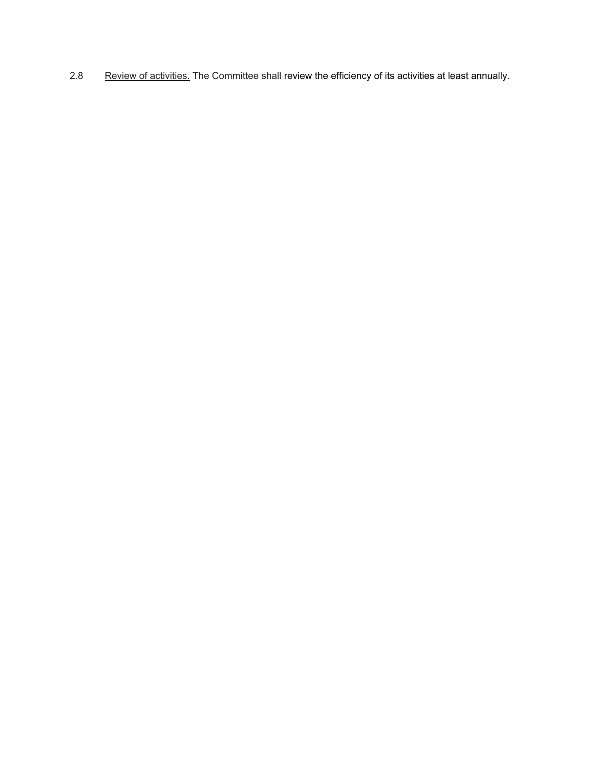2.8 <u>Review of activities.</u> The Committee shall review the efficiency of its activities at least annually.